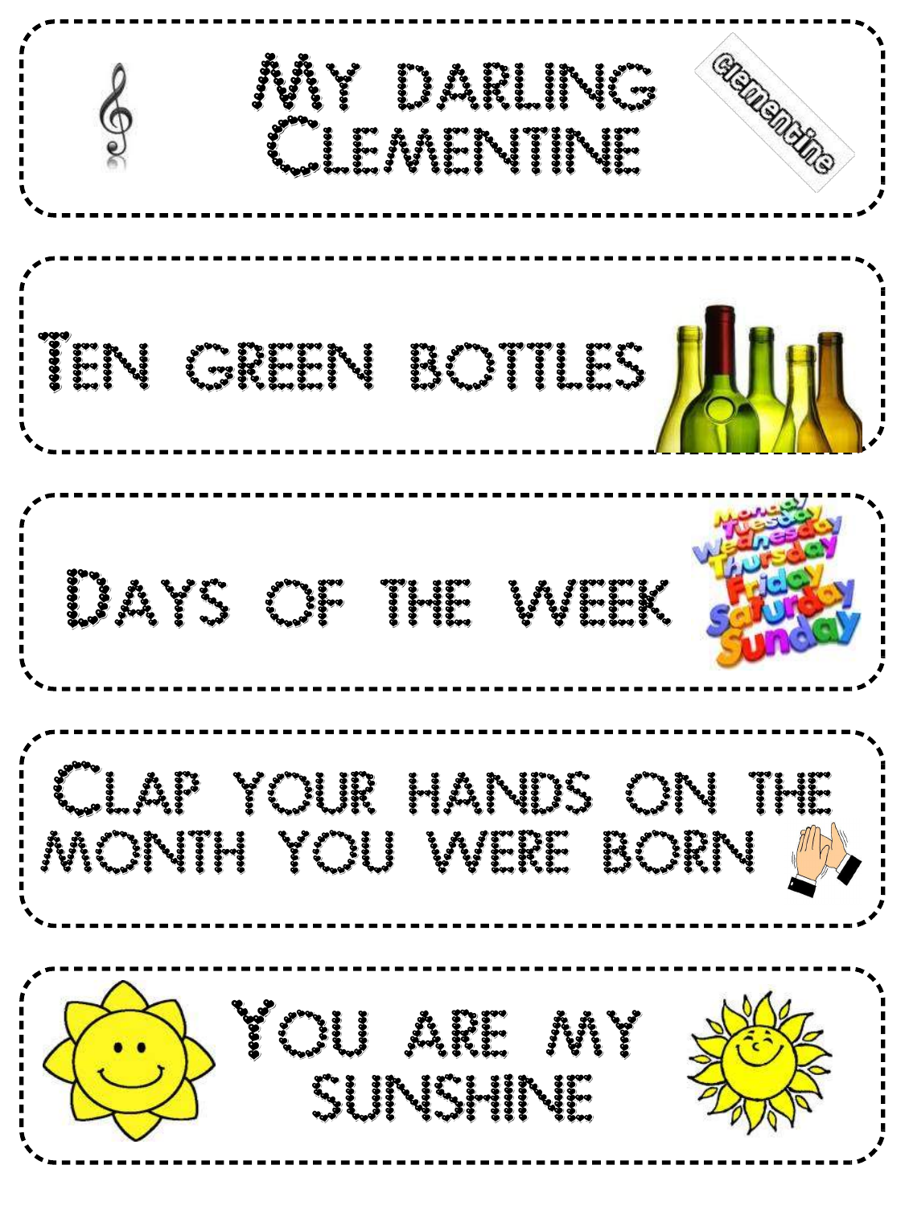My darling Clementine

Ten green bottles

Days of the week

Clap your hands on the month you were born

You are my sunshine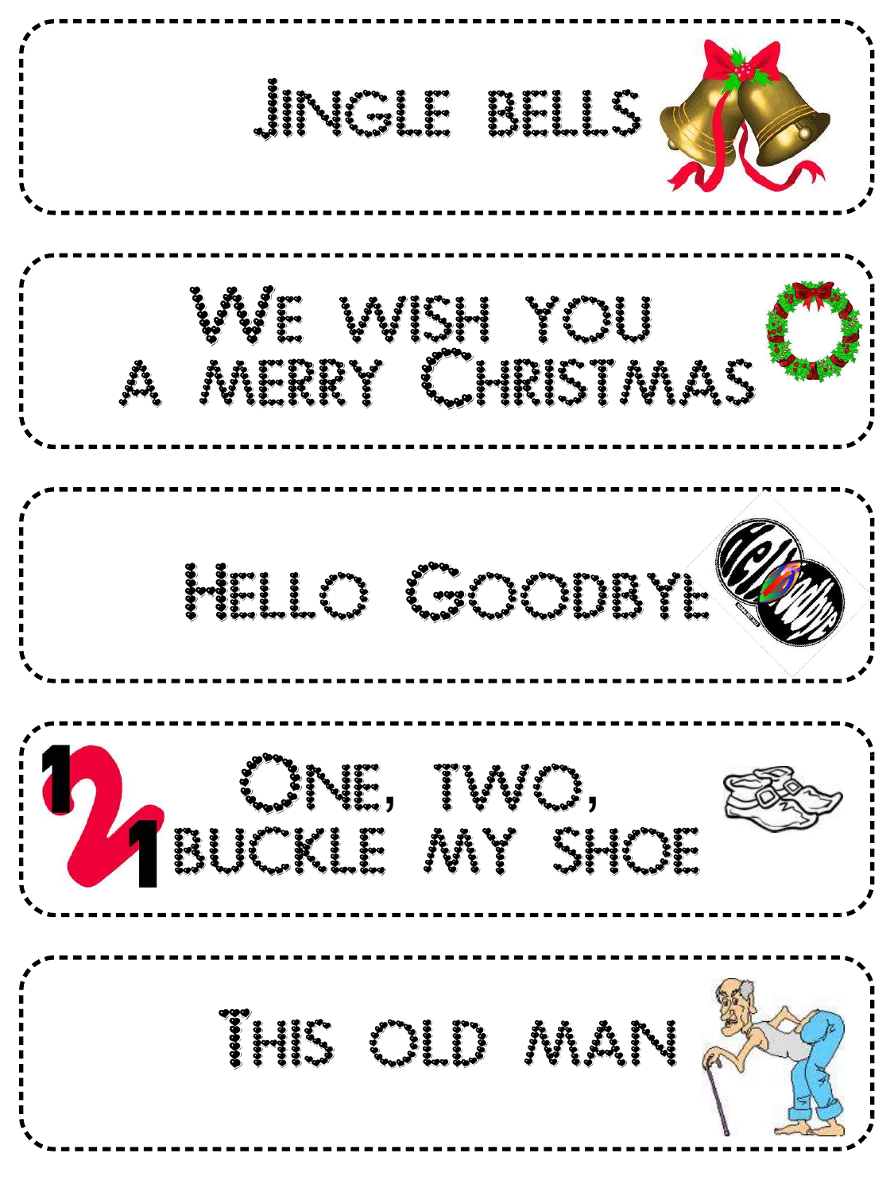Jingle bells

We wish you
a merry Christmas

Hello Goodbye

One, two,
buckle my shoe

This old man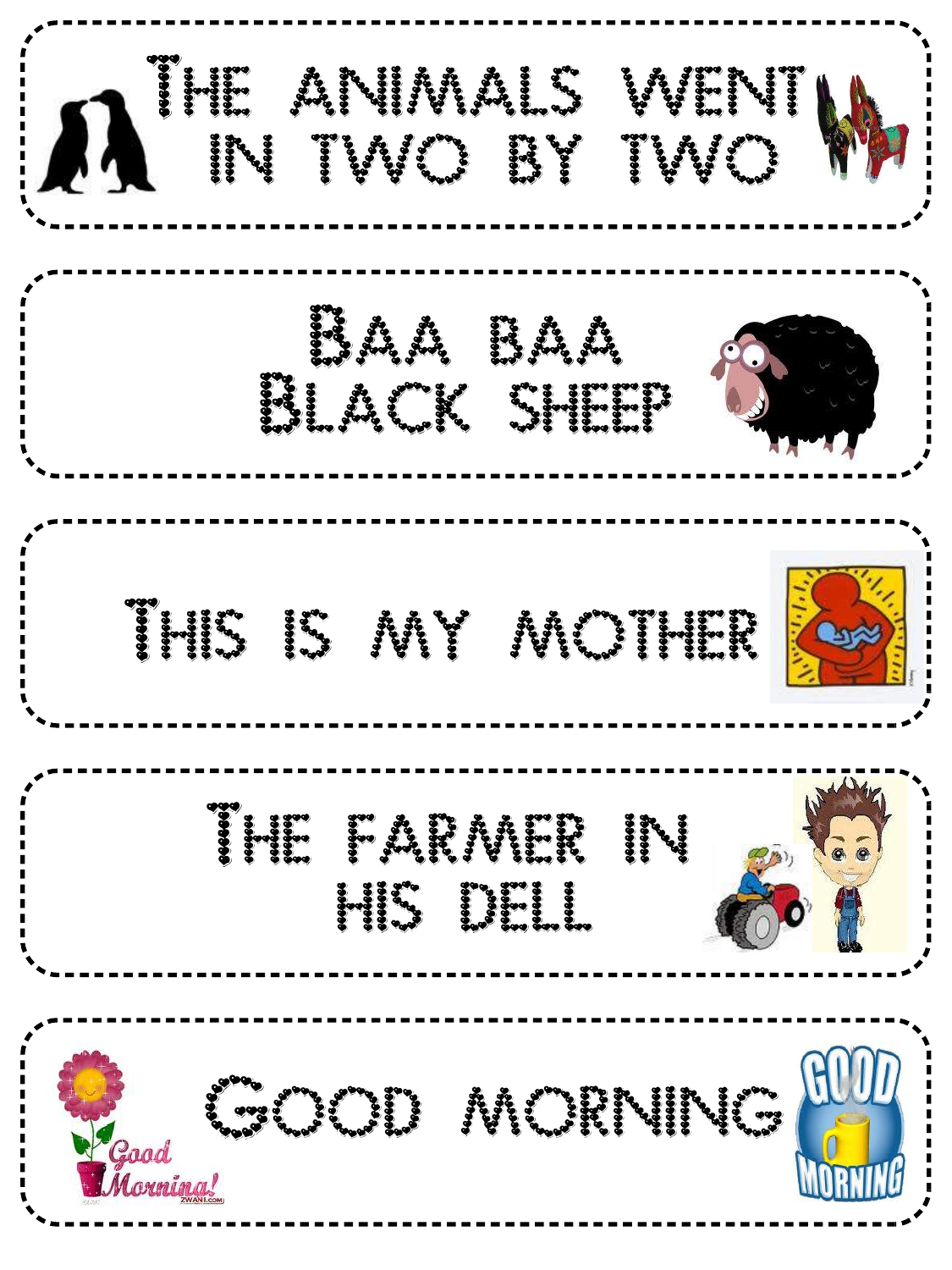THE ANIMALS WENT IN TWO BY TWO

BAA BAA BLACK SHEEP

THIS IS MY MOTHER

THE FARMER IN HIS DELL

GOOD MORNING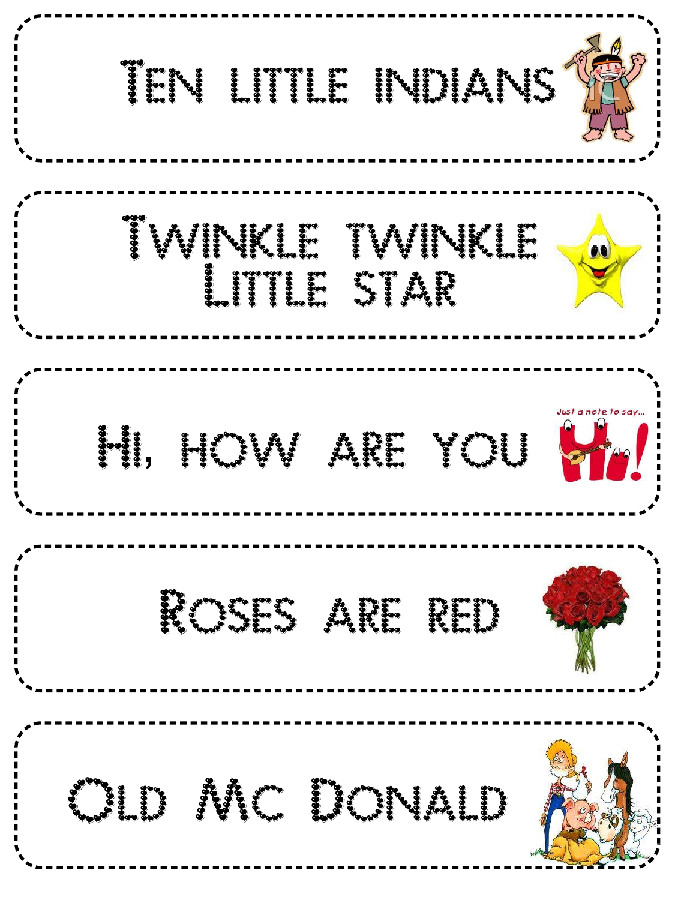Ten little indians

Twinkle twinkle
Little star

Hi, how are you

Roses are red

Old Mc Donald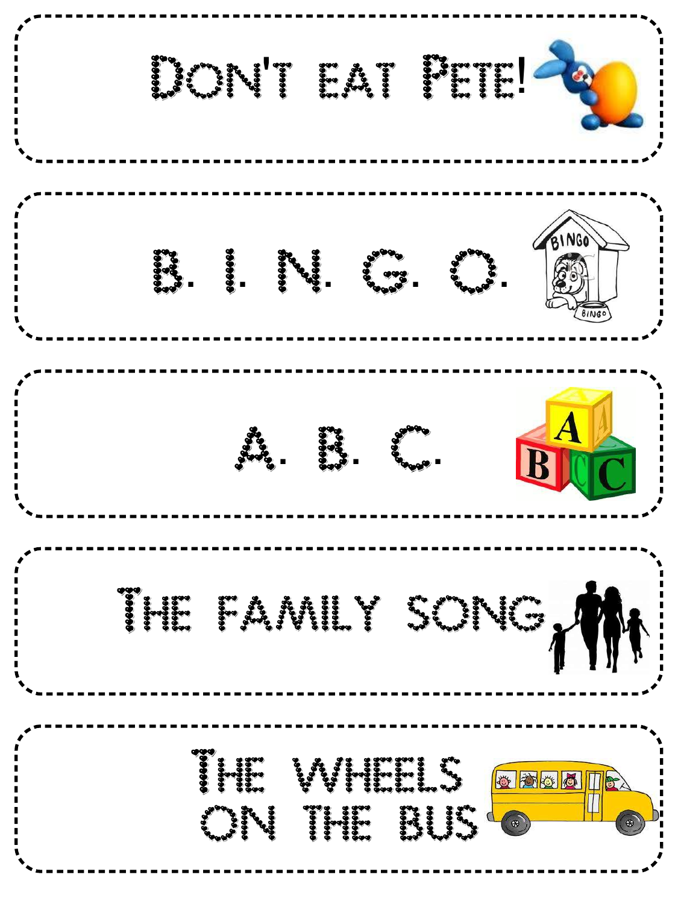DON'T EAT PETE!

B. I. N. G. O.

A. B. C.

THE FAMILY SONG

THE WHEELS ON THE BUS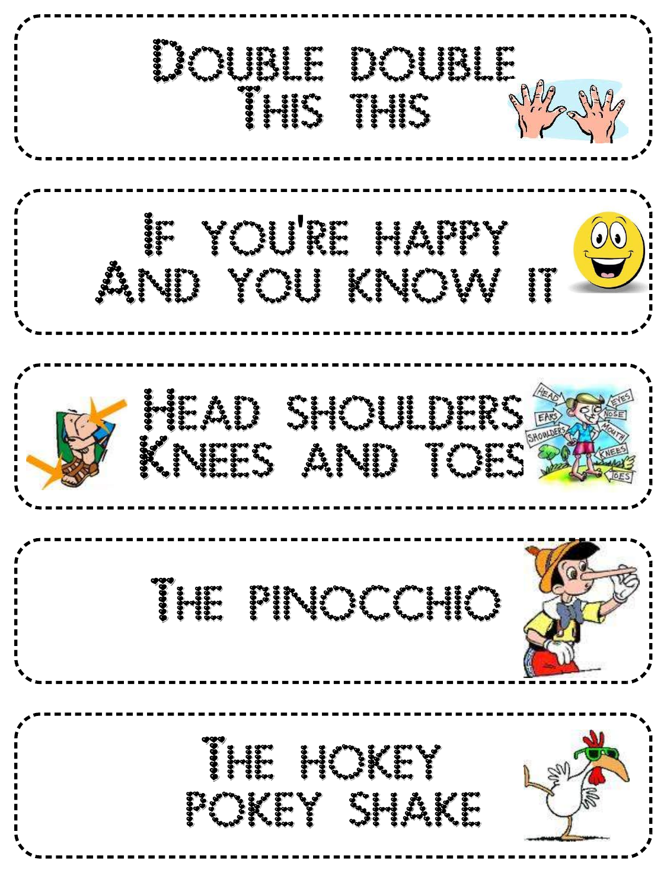Double double
This this

If you're happy
And you know it

Head shoulders
Knees and toes

The Pinocchio

The hokey
pokey shake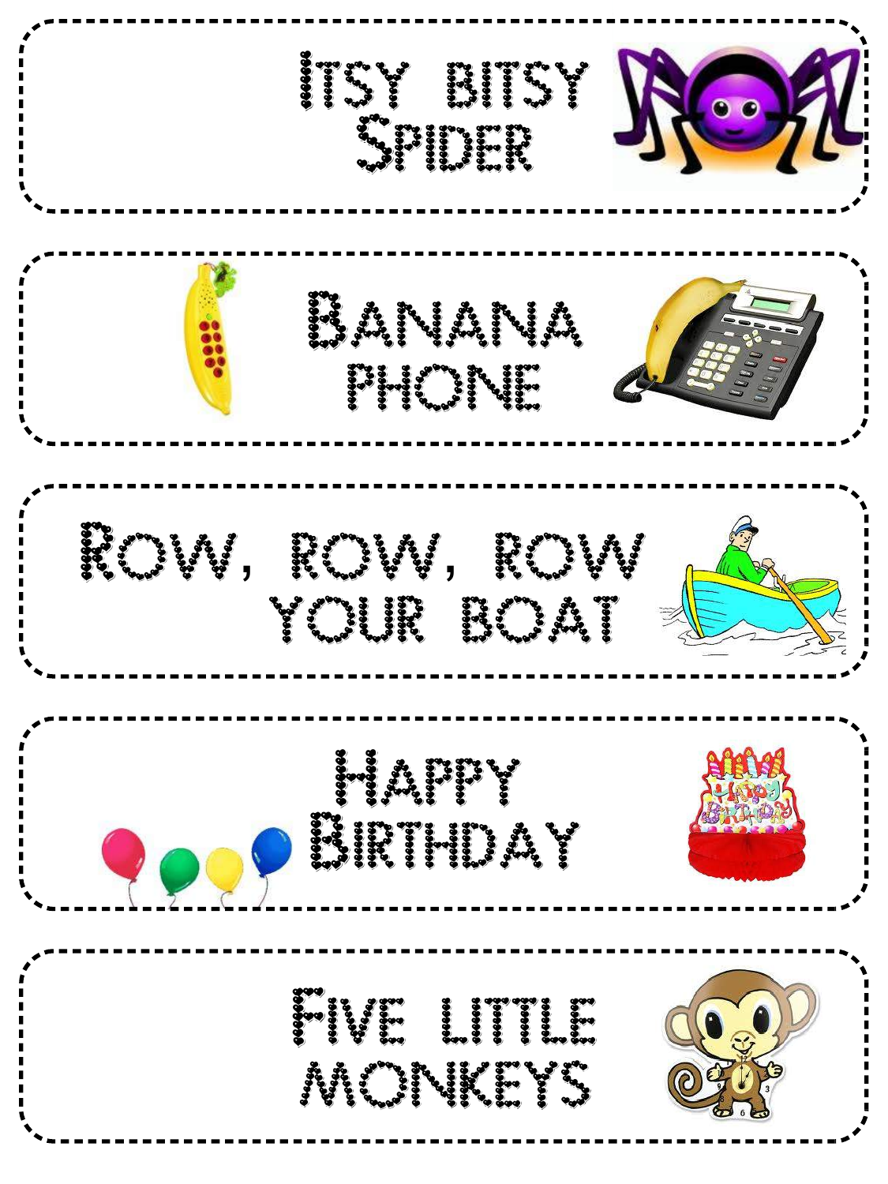Itsy bitsy Spider

Banana phone

Row, row, row your boat

Happy Birthday

Five little monkeys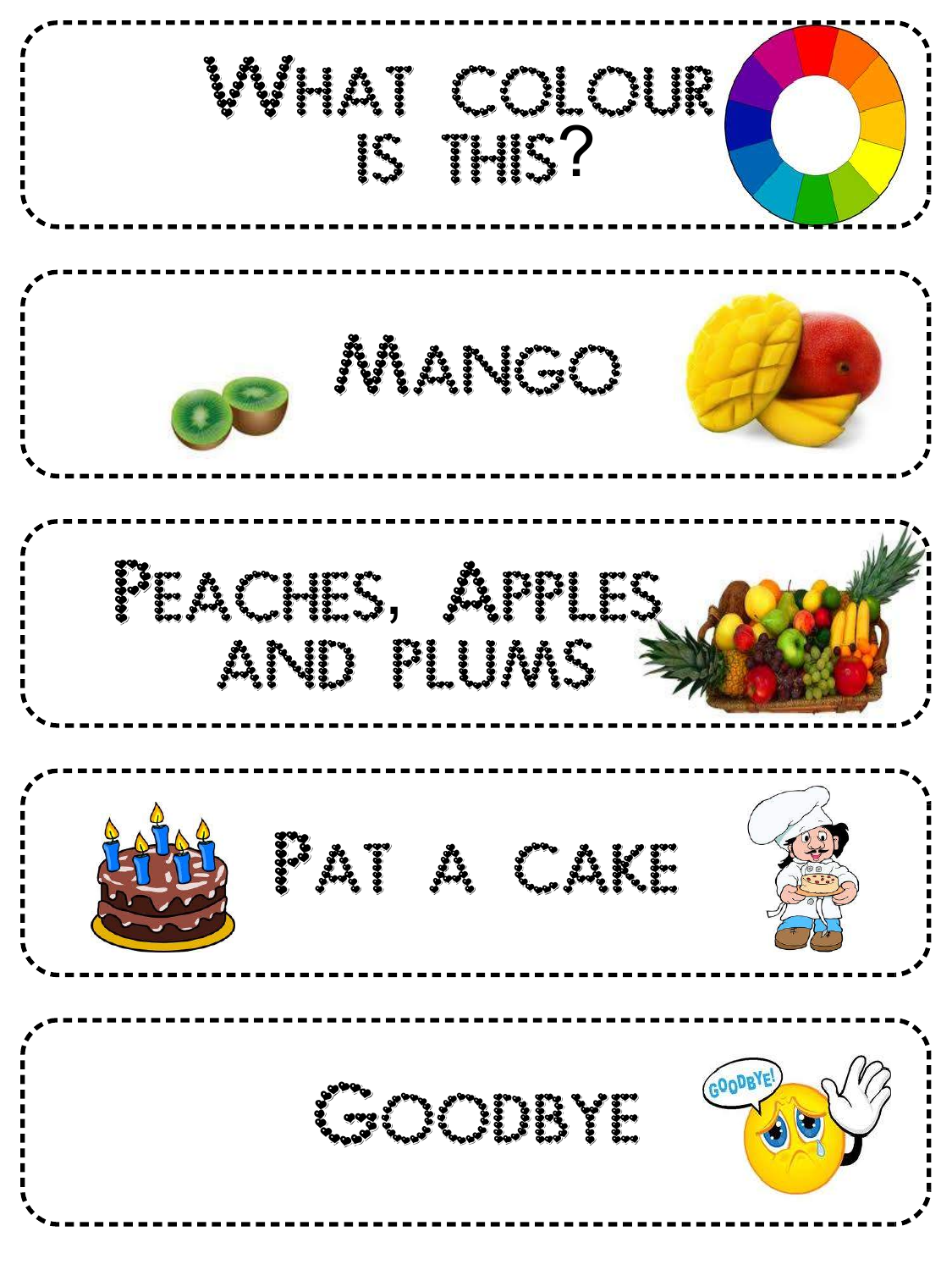What colour is this?

Mango

Peaches, Apples and Plums

Pat a cake

Goodbye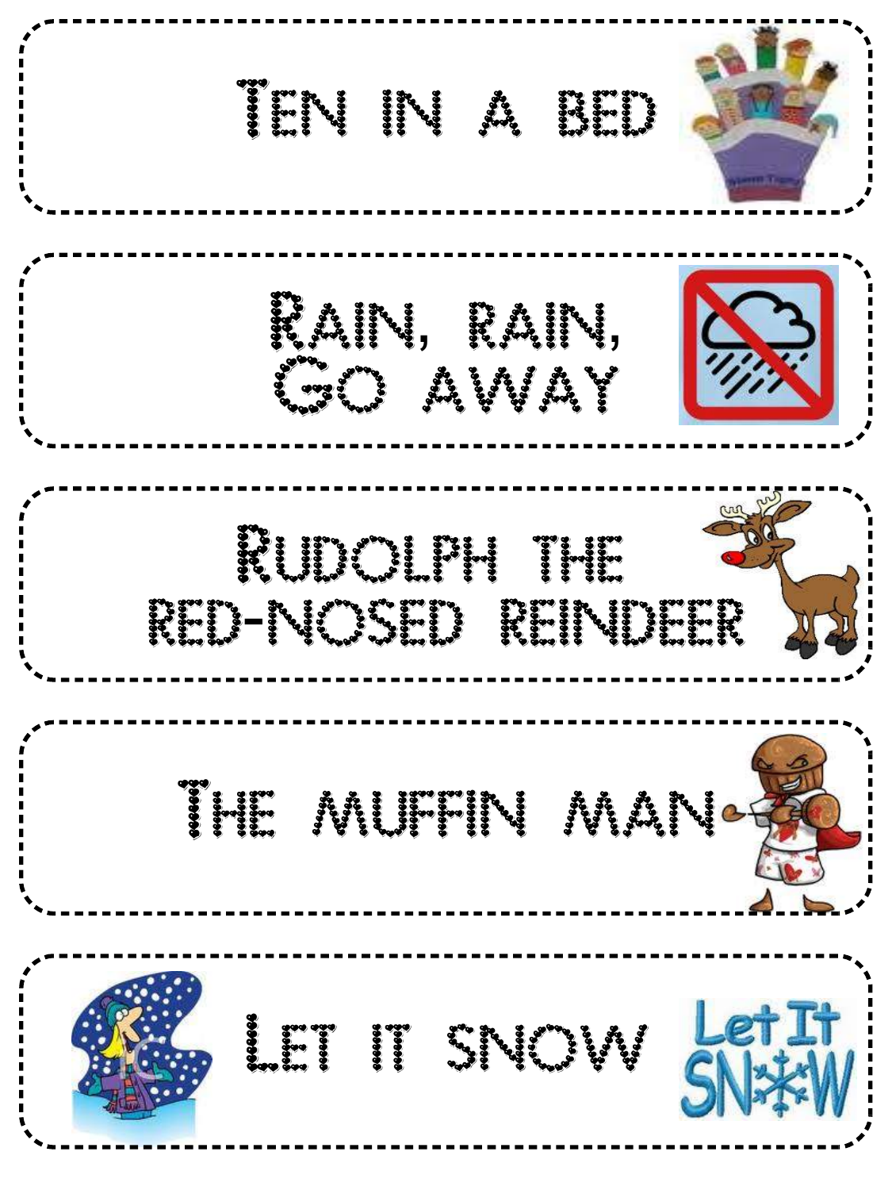Ten in a bed

Rain, rain, go away

Rudolph the red-nosed reindeer

The muffin man

Let it snow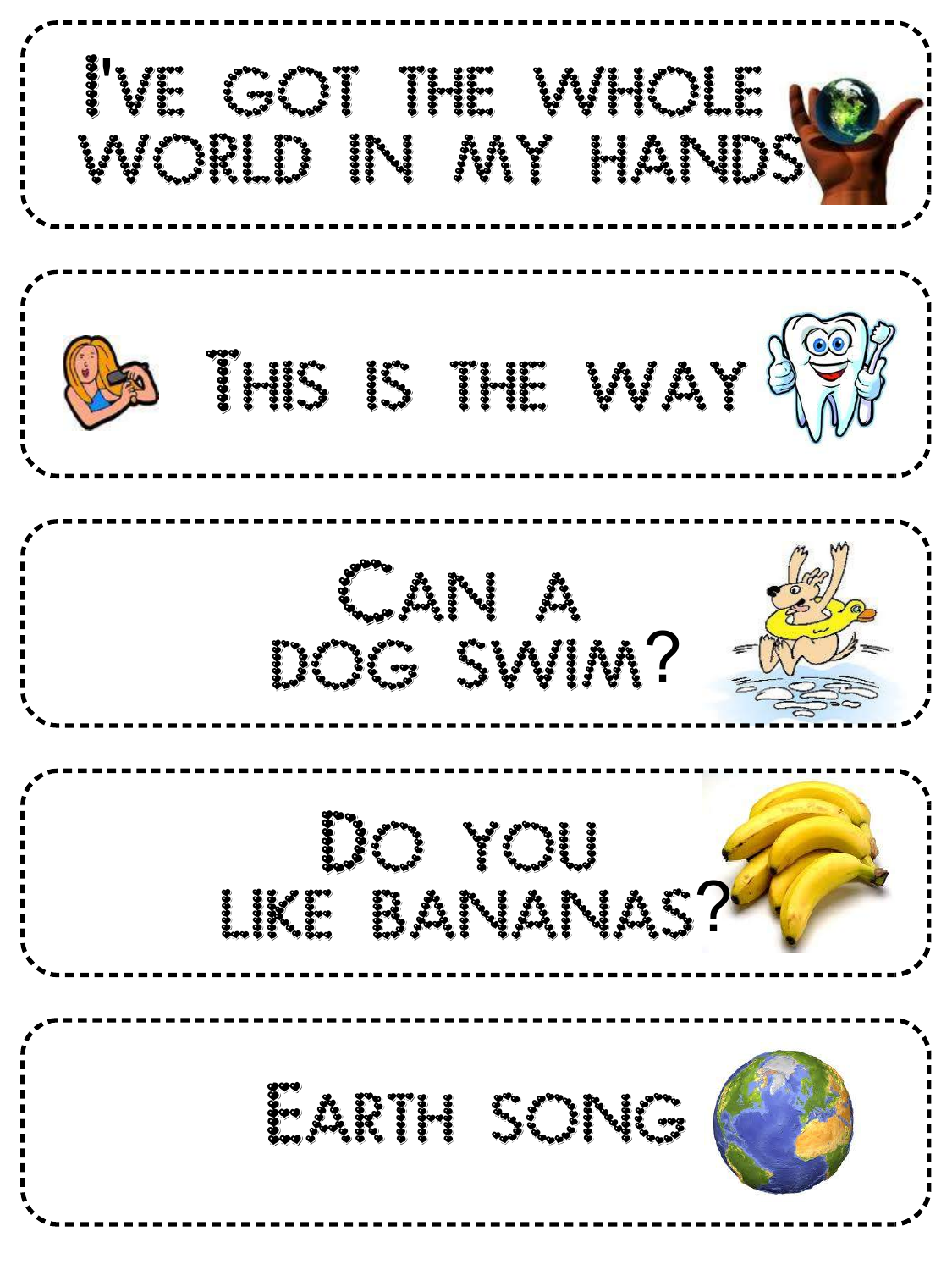I'VE GOT THE WHOLE WORLD IN MY HANDS

THIS IS THE WAY

CAN A DOG SWIM?

DO YOU LIKE BANANAS?

EARTH SONG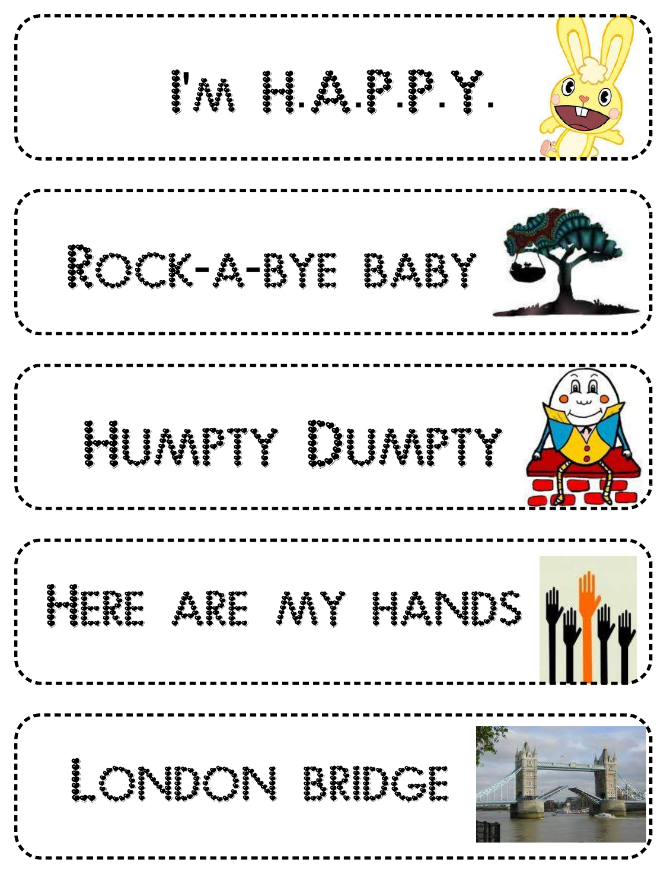I'm H.A.P.P.Y.

Rock-a-bye baby

Humpty Dumpty

Here are my hands

London bridge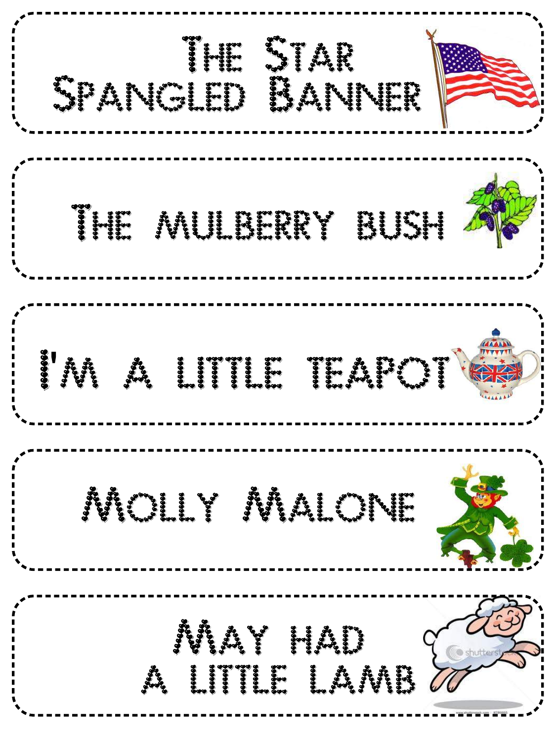The Star Spangled Banner

The mulberry bush

I'm a little teapot

Molly Malone

May had a little lamb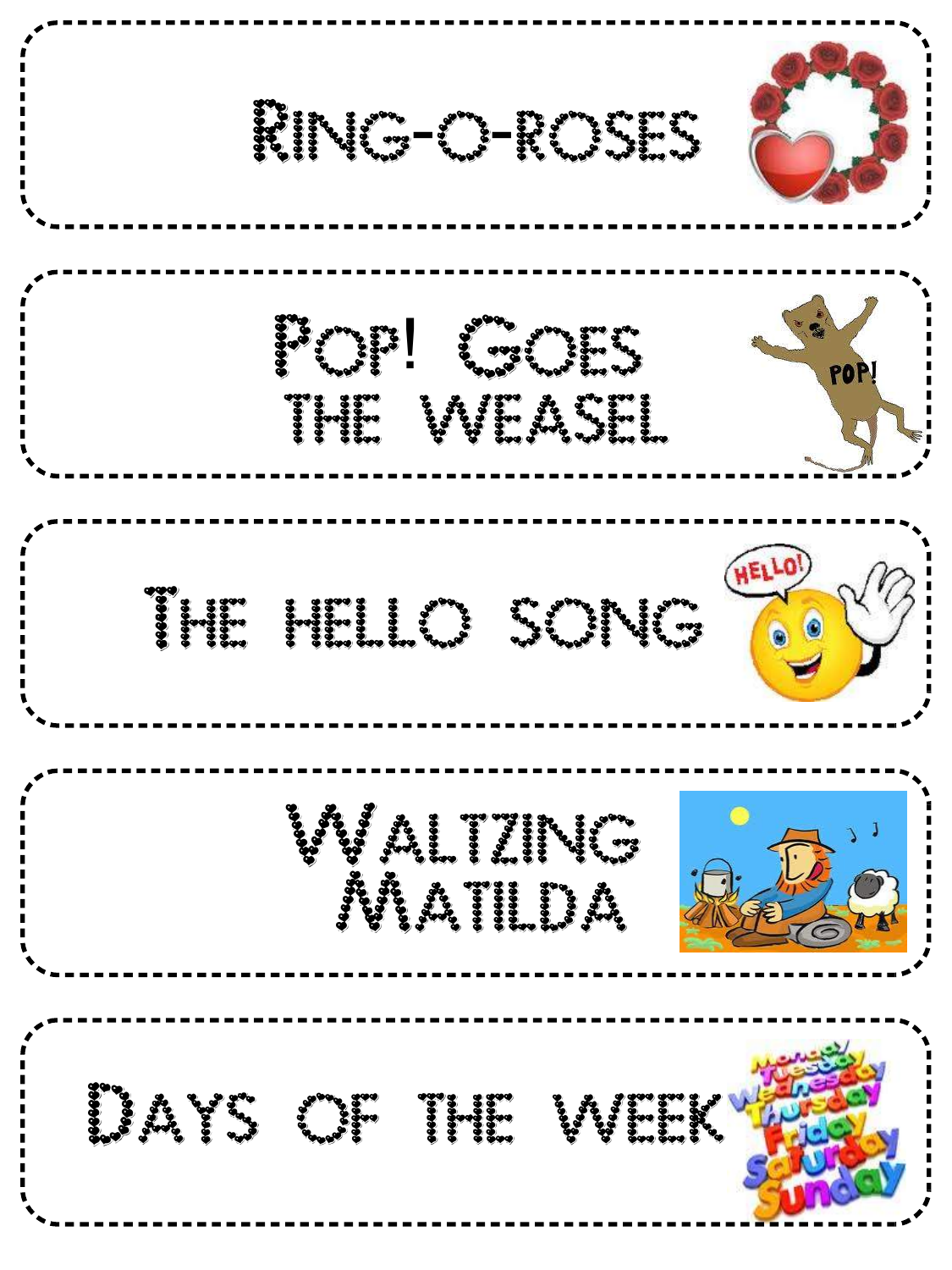Ring-o-roses

Pop! Goes the weasel

The hello song

Waltzing Matilda

Days of the week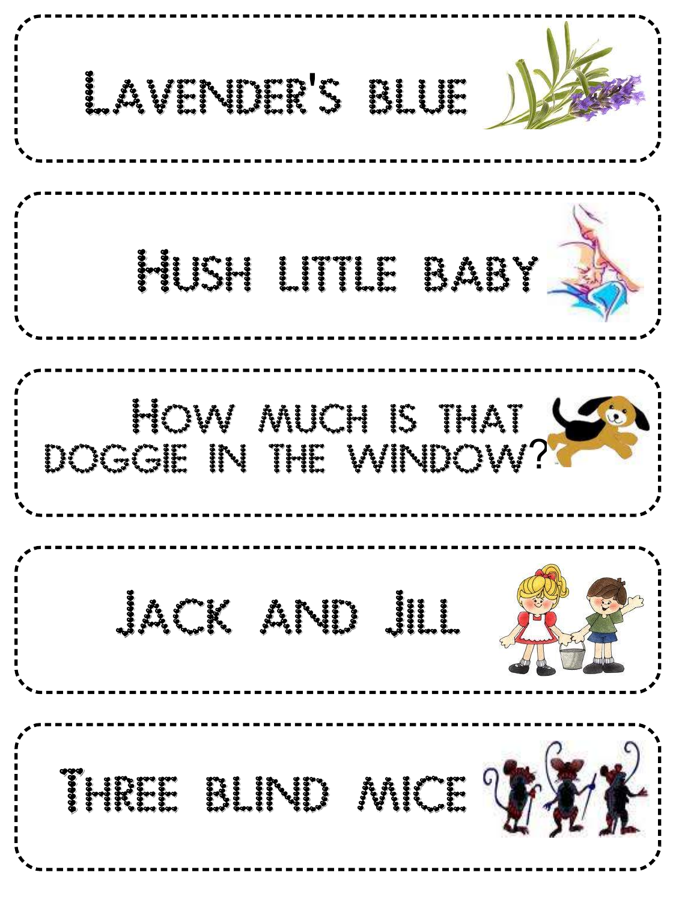Lavender's blue

Hush little baby

How much is that doggie in the window?

Jack and Jill

Three blind mice